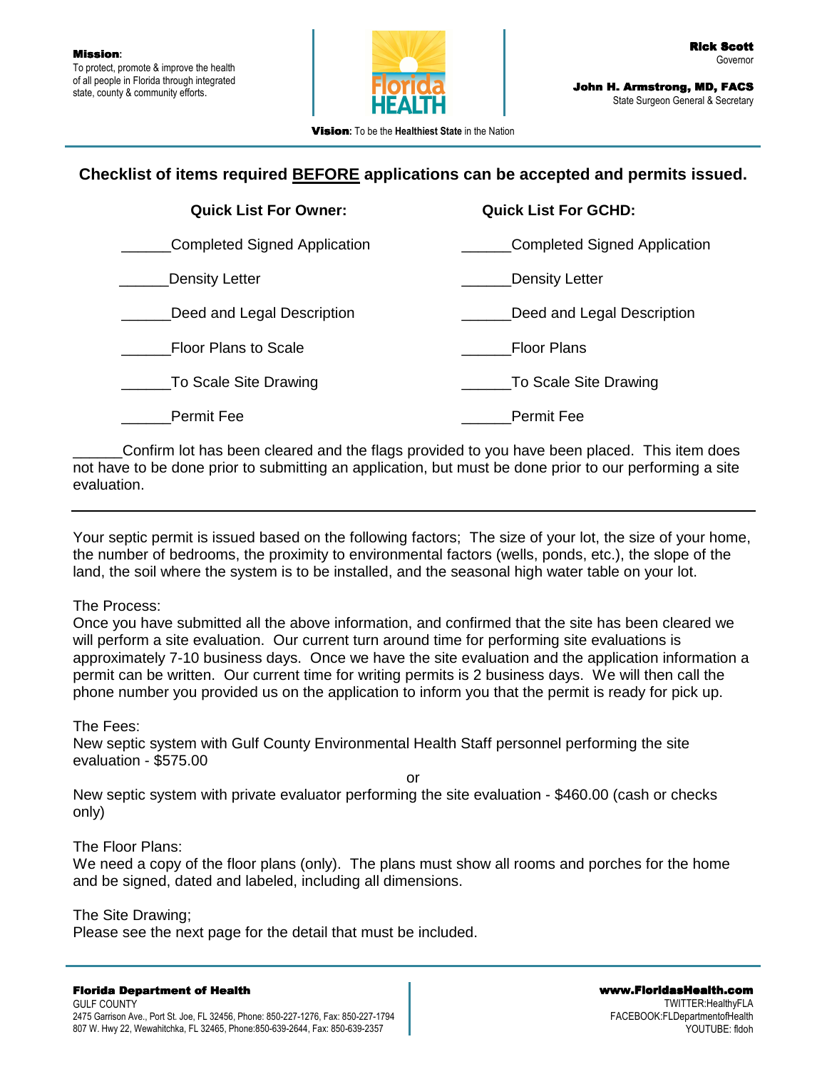**Mission**: To protect, promote & improve the health of all people in Florida through integrated state, county & community efforts.

**Rick Scott**
Governor

**John H. Armstrong, MD, FACS**
State Surgeon General & Secretary

**Vision**: To be the **Healthiest State** in the Nation

## Checklist of items required BEFORE applications can be accepted and permits issued.

| Quick List For Owner: | Quick List For GCHD: |
|---|---|
| ______Completed Signed Application | ______Completed Signed Application |
| ______Density Letter | ______Density Letter |
| ______Deed and Legal Description | ______Deed and Legal Description |
| ______Floor Plans to Scale | ______Floor Plans |
| ______To Scale Site Drawing | ______To Scale Site Drawing |
| ______Permit Fee | ______Permit Fee |

______Confirm lot has been cleared and the flags provided to you have been placed. This item does not have to be done prior to submitting an application, but must be done prior to our performing a site evaluation.

---

Your septic permit is issued based on the following factors; The size of your lot, the size of your home, the number of bedrooms, the proximity to environmental factors (wells, ponds, etc.), the slope of the land, the soil where the system is to be installed, and the seasonal high water table on your lot.

The Process:
Once you have submitted all the above information, and confirmed that the site has been cleared we will perform a site evaluation. Our current turn around time for performing site evaluations is approximately 7-10 business days. Once we have the site evaluation and the application information a permit can be written. Our current time for writing permits is 2 business days. We will then call the phone number you provided us on the application to inform you that the permit is ready for pick up.

The Fees:
New septic system with Gulf County Environmental Health Staff personnel performing the site evaluation - $575.00

or

New septic system with private evaluator performing the site evaluation - $460.00 (cash or checks only)

The Floor Plans:
We need a copy of the floor plans (only). The plans must show all rooms and porches for the home and be signed, dated and labeled, including all dimensions.

The Site Drawing;
Please see the next page for the detail that must be included.

**Florida Department of Health**
GULF COUNTY
2475 Garrison Ave., Port St. Joe, FL 32456, Phone: 850-227-1276, Fax: 850-227-1794
807 W. Hwy 22, Wewahitchka, FL 32465, Phone:850-639-2644, Fax: 850-639-2357

**www.FloridasHealth.com**
TWITTER:HealthyFLA
FACEBOOK:FLDepartmentofHealth
YOUTUBE: fldoh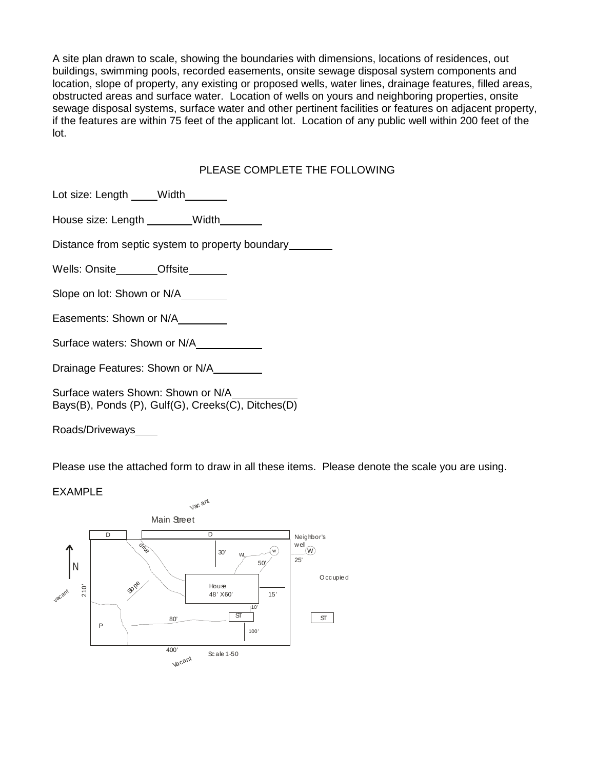A site plan drawn to scale, showing the boundaries with dimensions, locations of residences, out buildings, swimming pools, recorded easements, onsite sewage disposal system components and location, slope of property, any existing or proposed wells, water lines, drainage features, filled areas, obstructed areas and surface water. Location of wells on yours and neighboring properties, onsite sewage disposal systems, surface water and other pertinent facilities or features on adjacent property, if the features are within 75 feet of the applicant lot. Location of any public well within 200 feet of the lot.

PLEASE COMPLETE THE FOLLOWING

Lot size: Length ____ Width _______

House size: Length ________ Width _______

Distance from septic system to property boundary _______

Wells: Onsite _______ Offsite _______

Slope on lot: Shown or N/A ________

Easements: Shown or N/A ________

Surface waters: Shown or N/A __________

Drainage Features: Shown or N/A ________

Surface waters Shown: Shown or N/A __________
Bays(B), Ponds (P), Gulf(G), Creeks(C), Ditches(D)

Roads/Driveways ____

Please use the attached form to draw in all these items. Please denote the scale you are using.

EXAMPLE

Vacant
Main Street
D
D
drive
30'
WL
W
50'
Neighbor's well
W
25'
N
Occupied
vacant
210'
Slope
House
48' X60'
15'
10'
ST
ST
80'
P
100'
400'
Scale 1-50
Vacant